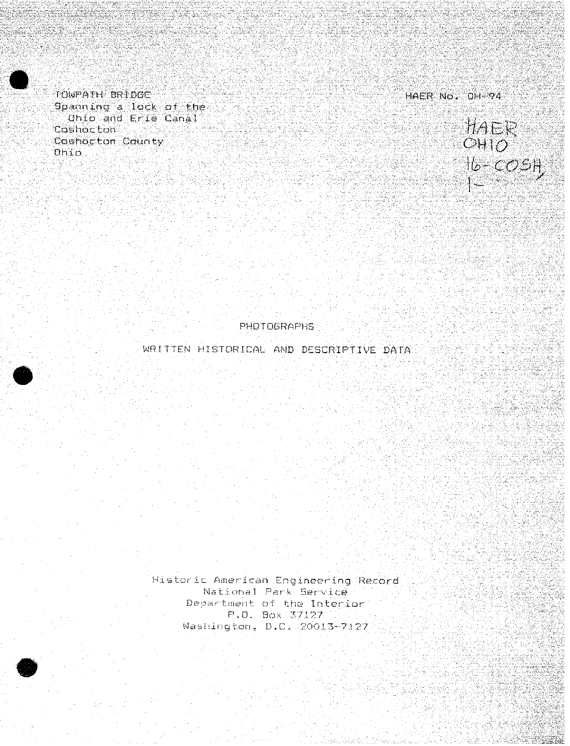TOWPATH BRIDGE
Spanning a lock of the
Ohio and Erie Canal
Coshocton
Coshocton County
Ohio

HAER No. OH-94

HAER
OHIO
16-COSH,
1-

PHOTOGRAPHS

WRITTEN HISTORICAL AND DESCRIPTIVE DATA

Historic American Engineering Record
National Park Service
Department of the Interior
P.O. Box 37127
Washington, D.C. 20013-7127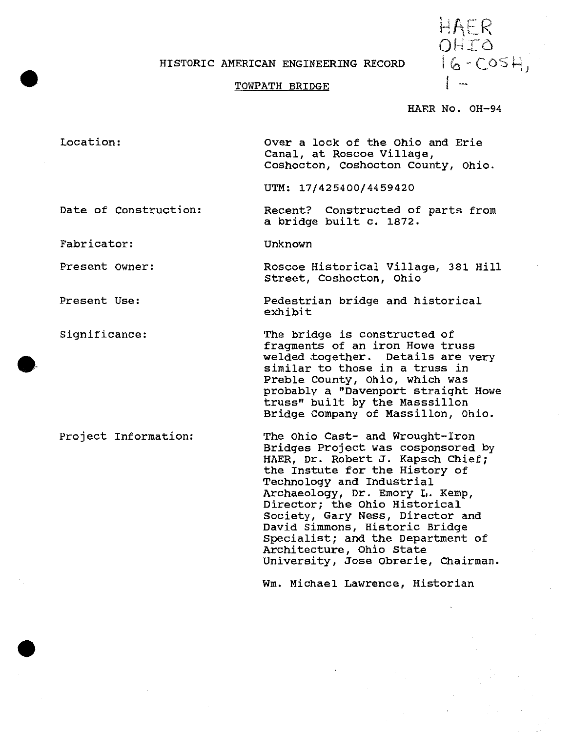HAER
OHIO
16-COSH,
1-

HISTORIC AMERICAN ENGINEERING RECORD

TOWPATH BRIDGE

HAER No. OH-94

| | |
|---|---|
| Location: | Over a lock of the Ohio and Erie Canal, at Roscoe Village, Coshocton, Coshocton County, Ohio. <br><br> UTM: 17/425400/4459420 |
| Date of Construction: | Recent? Constructed of parts from a bridge built c. 1872. |
| Fabricator: | Unknown |
| Present Owner: | Roscoe Historical Village, 381 Hill Street, Coshocton, Ohio |
| Present Use: | Pedestrian bridge and historical exhibit |
| Significance: | The bridge is constructed of fragments of an iron Howe truss welded together. Details are very similar to those in a truss in Preble County, Ohio, which was probably a "Davenport straight Howe truss" built by the Masssillon Bridge Company of Massillon, Ohio. |
| Project Information: | The Ohio Cast- and Wrought-Iron Bridges Project was cosponsored by HAER, Dr. Robert J. Kapsch Chief; the Instute for the History of Technology and Industrial Archaeology, Dr. Emory L. Kemp, Director; the Ohio Historical Society, Gary Ness, Director and David Simmons, Historic Bridge Specialist; and the Department of Architecture, Ohio State University, Jose Obrerie, Chairman. <br><br> Wm. Michael Lawrence, Historian |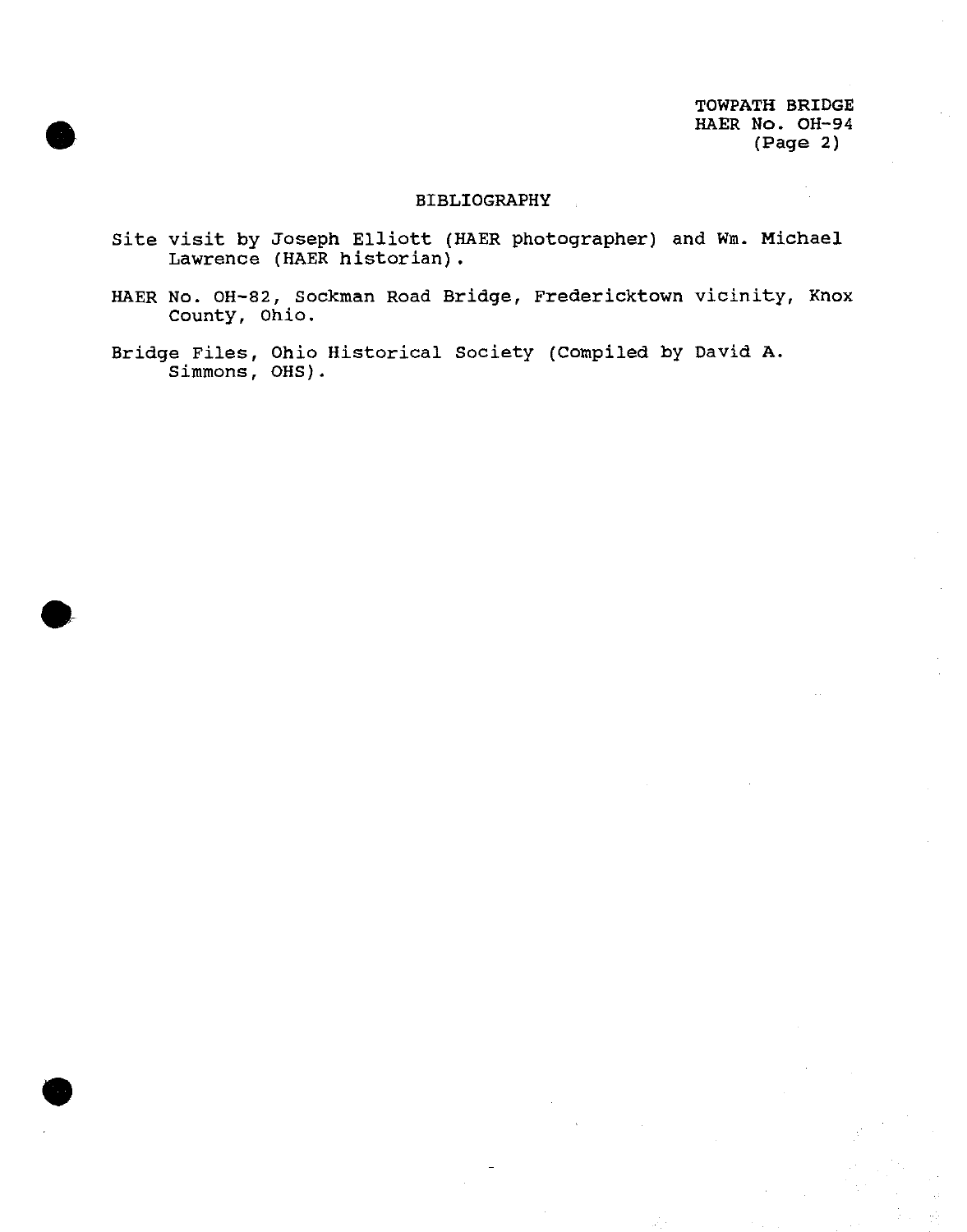## BIBLIOGRAPHY

Site visit by Joseph Elliott (HAER photographer) and Wm. Michael Lawrence (HAER historian).

HAER No. OH-82, Sockman Road Bridge, Fredericktown vicinity, Knox County, Ohio.

Bridge Files, Ohio Historical Society (Compiled by David A. Simmons, OHS).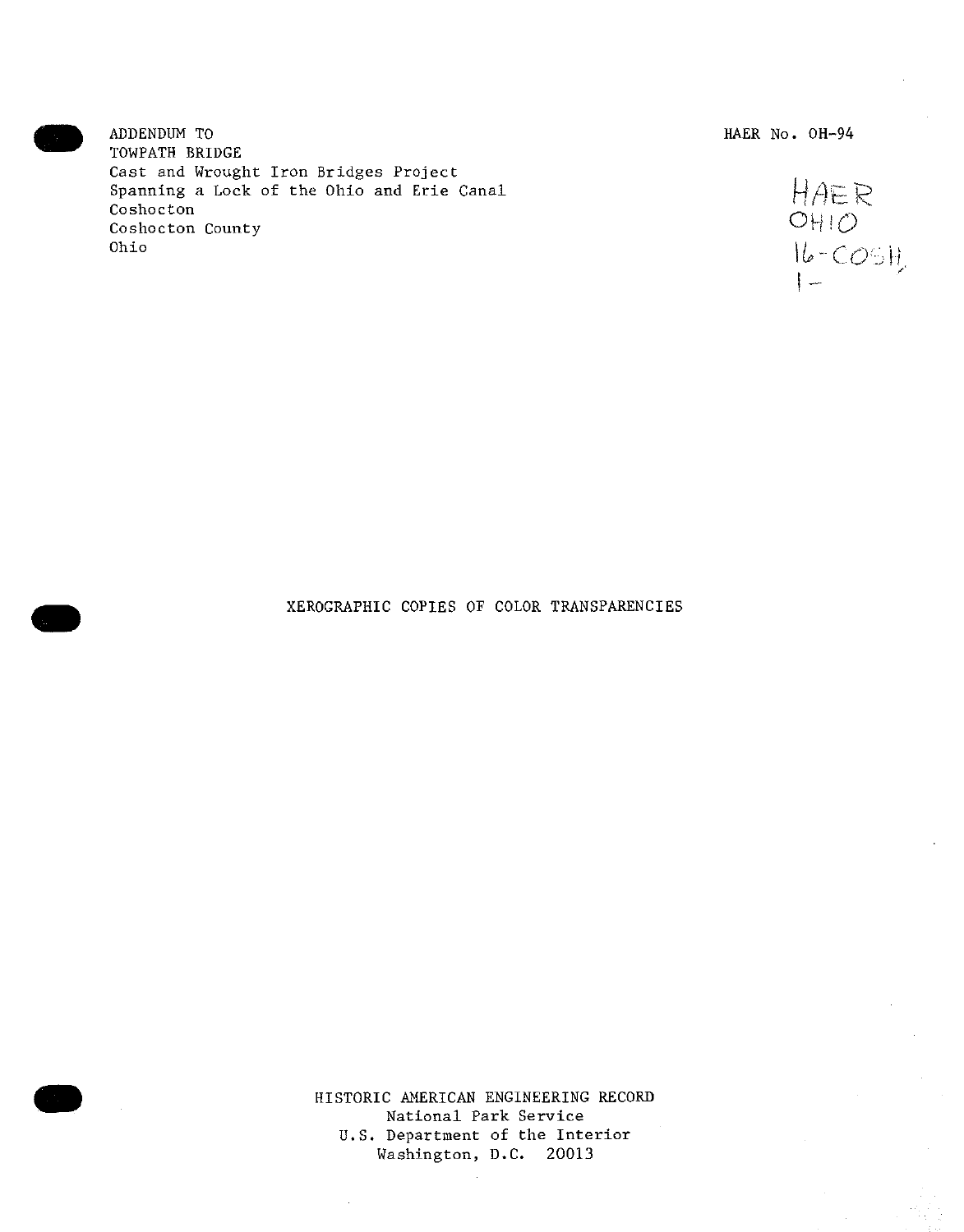ADDENDUM TO
TOWPATH BRIDGE
Cast and Wrought Iron Bridges Project
Spanning a Lock of the Ohio and Erie Canal
Coshocton
Coshocton County
Ohio

HAER No. OH-94

HAER
OHIO
16-COSH,
1-

XEROGRAPHIC COPIES OF COLOR TRANSPARENCIES

HISTORIC AMERICAN ENGINEERING RECORD
National Park Service
U.S. Department of the Interior
Washington, D.C. 20013